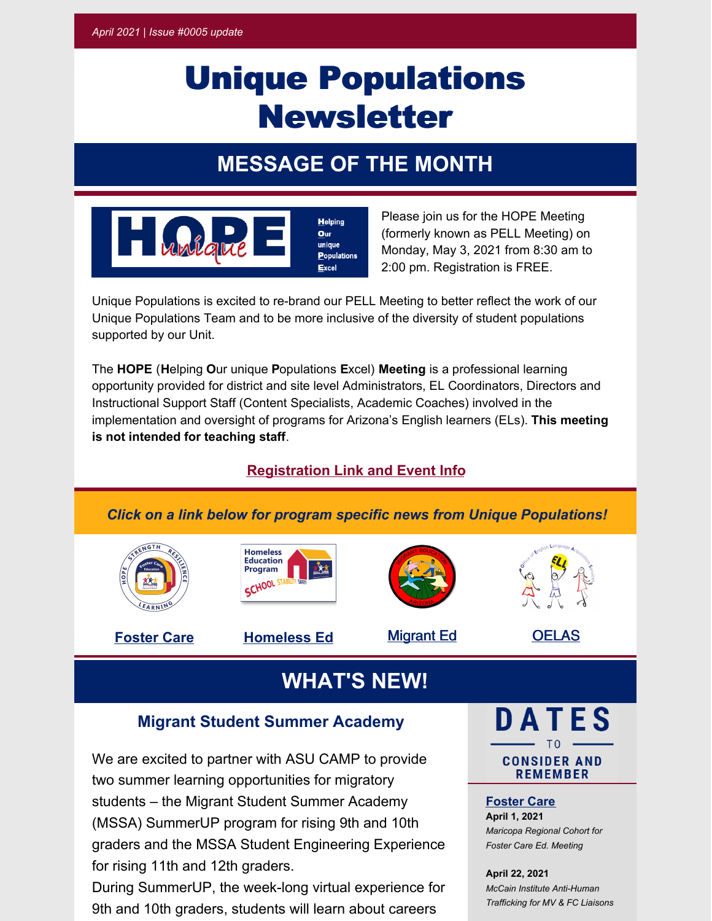*April 2021 | Issue #0005 update*

# Unique Populations Newsletter

## MESSAGE OF THE MONTH

HOPE unique

**H**elping **O**ur unique **P**opulations **E**xcel

Please join us for the HOPE Meeting (formerly known as PELL Meeting) on Monday, May 3, 2021 from 8:30 am to 2:00 pm. Registration is FREE.

Unique Populations is excited to re-brand our PELL Meeting to better reflect the work of our Unique Populations Team and to be more inclusive of the diversity of student populations supported by our Unit.

The **HOPE** (**H**elping **O**ur unique **P**opulations **E**xcel) **Meeting** is a professional learning opportunity provided for district and site level Administrators, EL Coordinators, Directors and Instructional Support Staff (Content Specialists, Academic Coaches) involved in the implementation and oversight of programs for Arizona's English learners (ELs). **This meeting is not intended for teaching staff**.

**Registration Link and Event Info**

***Click on a link below for program specific news from Unique Populations!***

**Foster Care** | **Homeless Ed** | Migrant Ed | OELAS

## WHAT'S NEW!

### Migrant Student Summer Academy

We are excited to partner with ASU CAMP to provide two summer learning opportunities for migratory students – the Migrant Student Summer Academy (MSSA) SummerUP program for rising 9th and 10th graders and the MSSA Student Engineering Experience for rising 11th and 12th graders.

During SummerUP, the week-long virtual experience for 9th and 10th graders, students will learn about careers

### DATES TO CONSIDER AND REMEMBER

**Foster Care**

**April 1, 2021**
*Maricopa Regional Cohort for Foster Care Ed. Meeting*

**April 22, 2021**
*McCain Institute Anti-Human Trafficking for MV & FC Liaisons*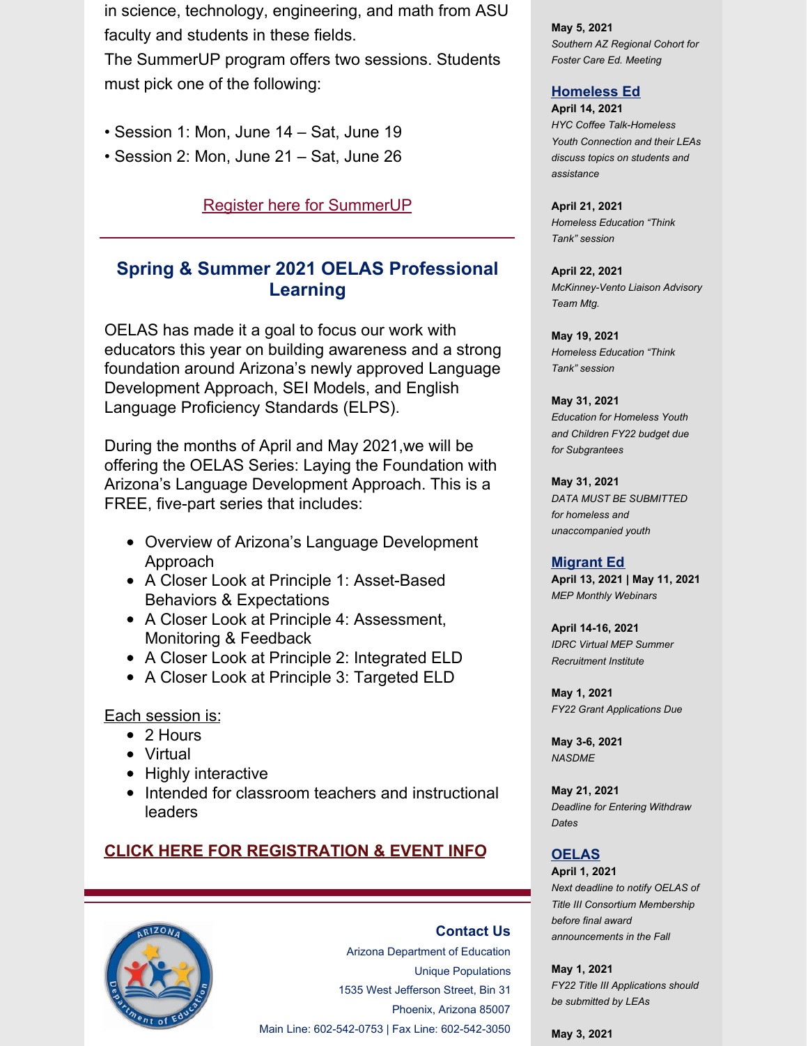in science, technology, engineering, and math from ASU faculty and students in these fields.

The SummerUP program offers two sessions. Students must pick one of the following:

- Session 1: Mon, June 14 – Sat, June 19
- Session 2: Mon, June 21 – Sat, June 26

Register here for SummerUP

## Spring & Summer 2021 OELAS Professional Learning

OELAS has made it a goal to focus our work with educators this year on building awareness and a strong foundation around Arizona's newly approved Language Development Approach, SEI Models, and English Language Proficiency Standards (ELPS).

During the months of April and May 2021,we will be offering the OELAS Series: Laying the Foundation with Arizona's Language Development Approach. This is a FREE, five-part series that includes:

- Overview of Arizona's Language Development Approach
- A Closer Look at Principle 1: Asset-Based Behaviors & Expectations
- A Closer Look at Principle 4: Assessment, Monitoring & Feedback
- A Closer Look at Principle 2: Integrated ELD
- A Closer Look at Principle 3: Targeted ELD

Each session is:

- 2 Hours
- Virtual
- Highly interactive
- Intended for classroom teachers and instructional leaders

**CLICK HERE FOR REGISTRATION & EVENT INFO**

**Contact Us**

Arizona Department of Education
Unique Populations
1535 West Jefferson Street, Bin 31
Phoenix, Arizona 85007
Main Line: 602-542-0753 | Fax Line: 602-542-3050

**May 5, 2021**
*Southern AZ Regional Cohort for Foster Care Ed. Meeting*

### Homeless Ed

**April 14, 2021**
*HYC Coffee Talk-Homeless Youth Connection and their LEAs discuss topics on students and assistance*

**April 21, 2021**
*Homeless Education "Think Tank" session*

**April 22, 2021**
*McKinney-Vento Liaison Advisory Team Mtg.*

**May 19, 2021**
*Homeless Education "Think Tank" session*

**May 31, 2021**
*Education for Homeless Youth and Children FY22 budget due for Subgrantees*

**May 31, 2021**
*DATA MUST BE SUBMITTED for homeless and unaccompanied youth*

### Migrant Ed

**April 13, 2021 | May 11, 2021**
*MEP Monthly Webinars*

**April 14-16, 2021**
*IDRC Virtual MEP Summer Recruitment Institute*

**May 1, 2021**
*FY22 Grant Applications Due*

**May 3-6, 2021**
*NASDME*

**May 21, 2021**
*Deadline for Entering Withdraw Dates*

### OELAS

**April 1, 2021**
*Next deadline to notify OELAS of Title III Consortium Membership before final award announcements in the Fall*

**May 1, 2021**
*FY22 Title III Applications should be submitted by LEAs*

**May 3, 2021**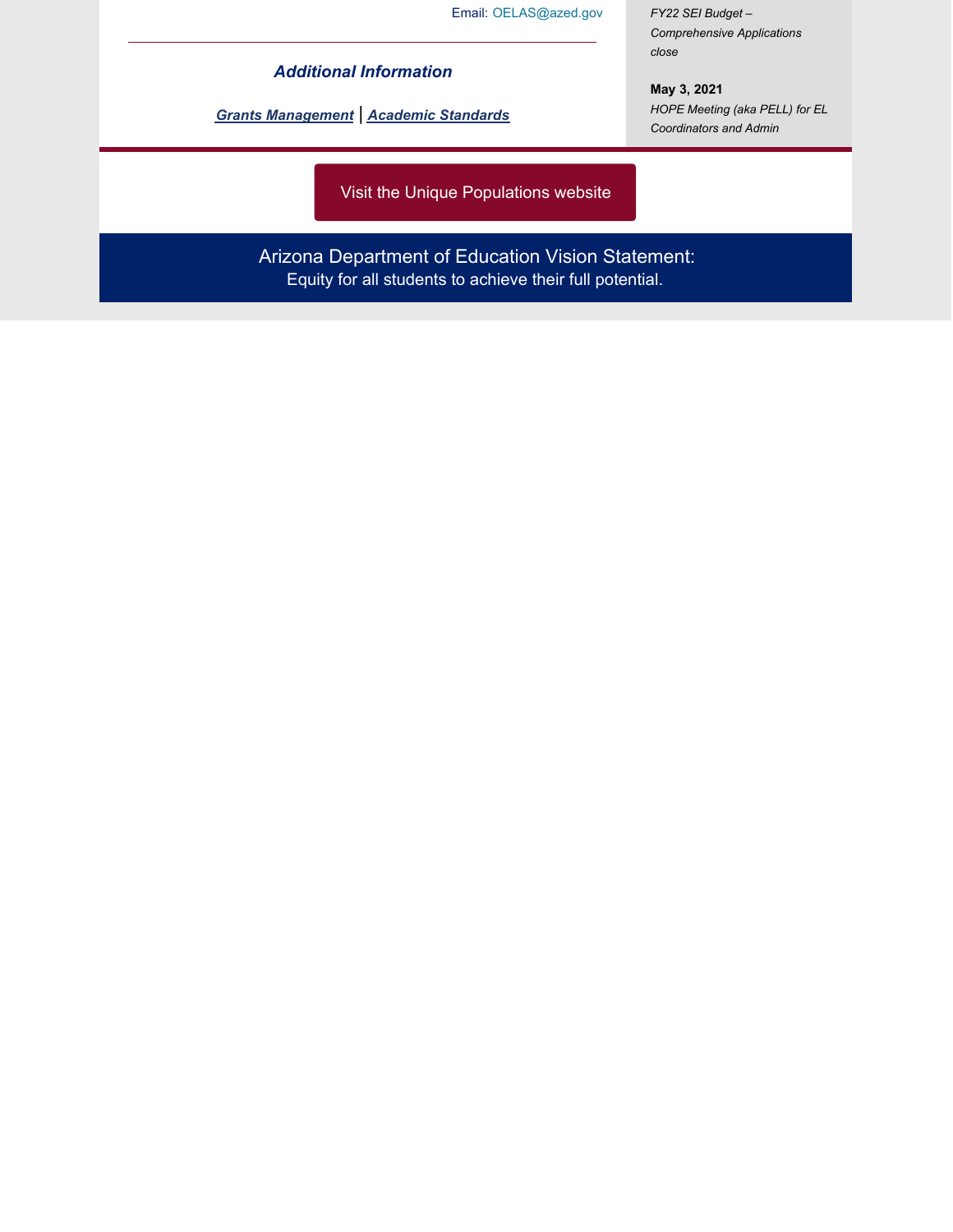Email: OELAS@azed.gov

---

### *Additional Information*

***Grants Management*** | ***Academic Standards***

*FY22 SEI Budget – Comprehensive Applications close*

**May 3, 2021**
*HOPE Meeting (aka PELL) for EL Coordinators and Admin*

Visit the Unique Populations website

Arizona Department of Education Vision Statement:
Equity for all students to achieve their full potential.